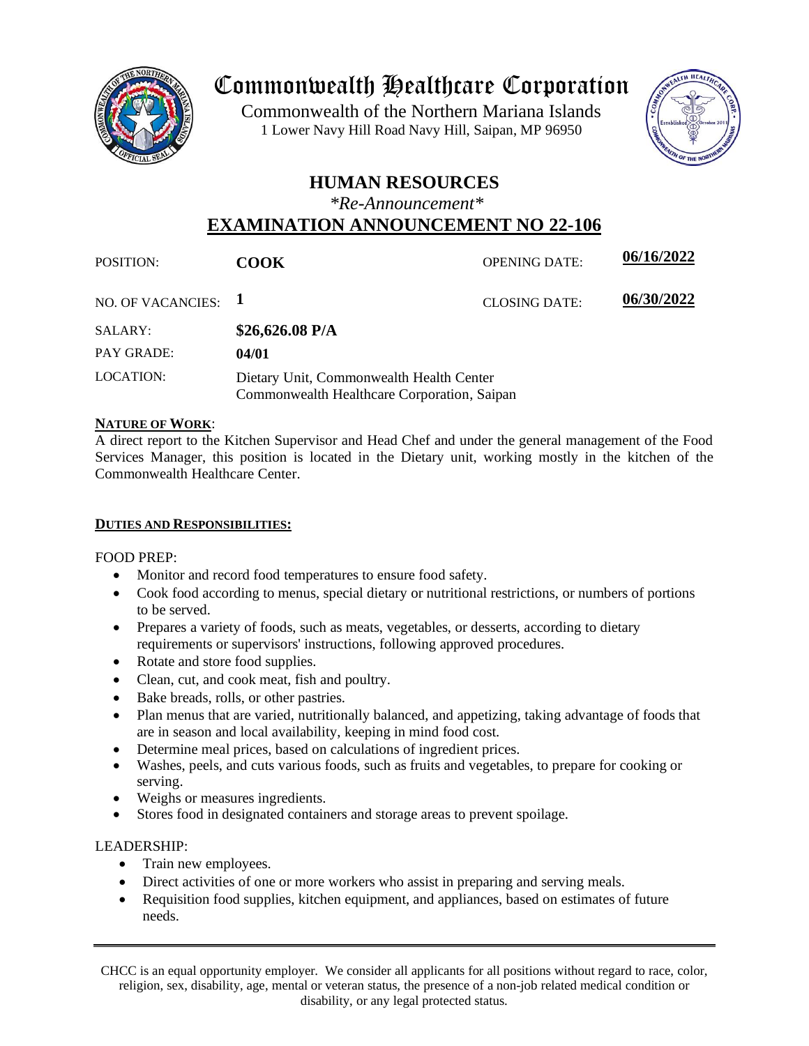# Commonwealth Healthcare Corporation

Commonwealth of the Northern Mariana Islands
1 Lower Navy Hill Road Navy Hill, Saipan, MP 96950

## HUMAN RESOURCES

*\*Re-Announcement\**

## EXAMINATION ANNOUNCEMENT NO 22-106

| | | | |
|---|---|---|---|
| POSITION: | **COOK** | OPENING DATE: | **06/16/2022** |
| NO. OF VACANCIES: | **1** | CLOSING DATE: | **06/30/2022** |
| SALARY: | **$26,626.08 P/A** | | |
| PAY GRADE: | **04/01** | | |
| LOCATION: | Dietary Unit, Commonwealth Health Center<br>Commonwealth Healthcare Corporation, Saipan | | |

**NATURE OF WORK**:

A direct report to the Kitchen Supervisor and Head Chef and under the general management of the Food Services Manager, this position is located in the Dietary unit, working mostly in the kitchen of the Commonwealth Healthcare Center.

**DUTIES AND RESPONSIBILITIES:**

FOOD PREP:

- Monitor and record food temperatures to ensure food safety.
- Cook food according to menus, special dietary or nutritional restrictions, or numbers of portions to be served.
- Prepares a variety of foods, such as meats, vegetables, or desserts, according to dietary requirements or supervisors' instructions, following approved procedures.
- Rotate and store food supplies.
- Clean, cut, and cook meat, fish and poultry.
- Bake breads, rolls, or other pastries.
- Plan menus that are varied, nutritionally balanced, and appetizing, taking advantage of foods that are in season and local availability, keeping in mind food cost.
- Determine meal prices, based on calculations of ingredient prices.
- Washes, peels, and cuts various foods, such as fruits and vegetables, to prepare for cooking or serving.
- Weighs or measures ingredients.
- Stores food in designated containers and storage areas to prevent spoilage.

LEADERSHIP:

- Train new employees.
- Direct activities of one or more workers who assist in preparing and serving meals.
- Requisition food supplies, kitchen equipment, and appliances, based on estimates of future needs.

CHCC is an equal opportunity employer. We consider all applicants for all positions without regard to race, color, religion, sex, disability, age, mental or veteran status, the presence of a non-job related medical condition or disability, or any legal protected status.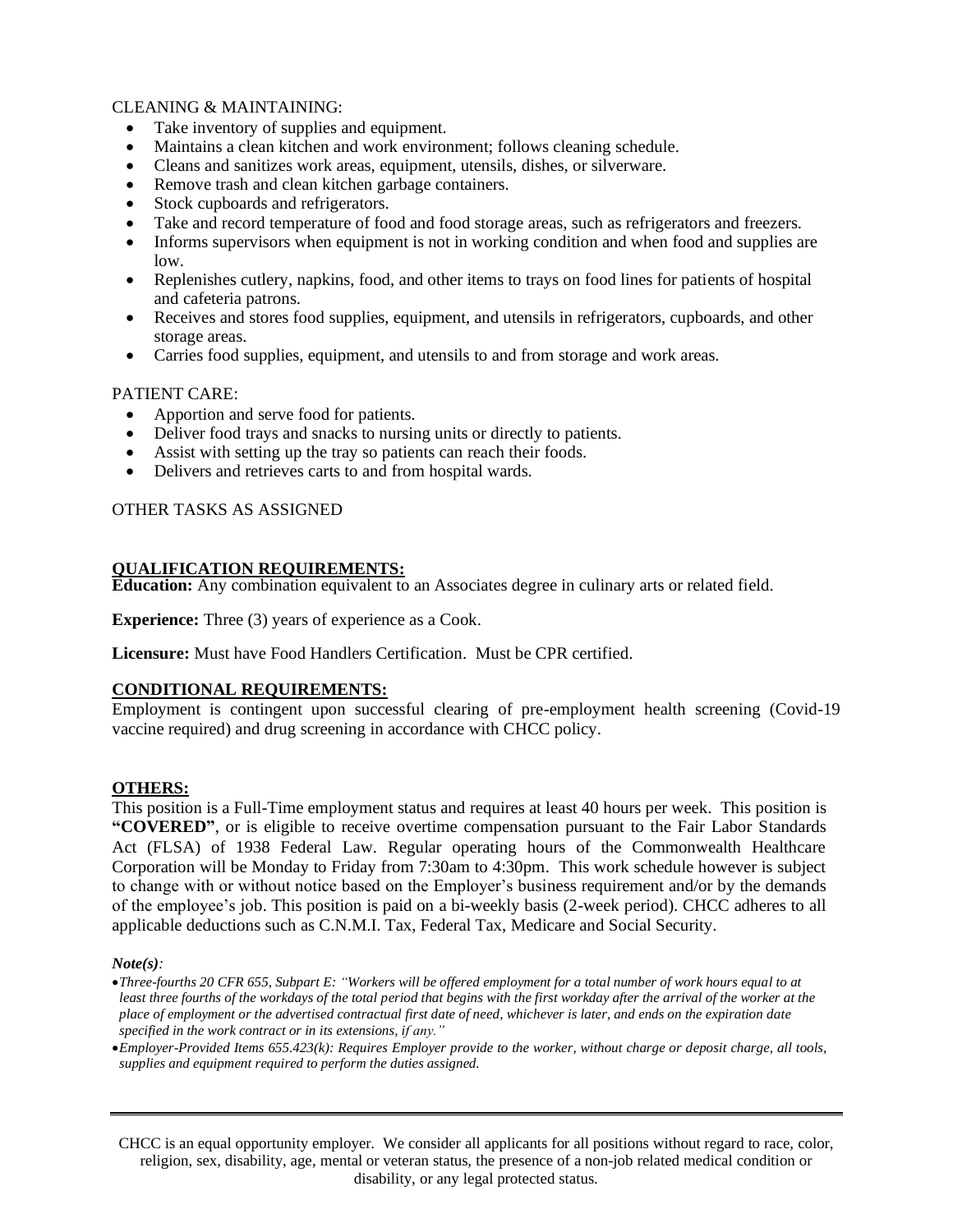CLEANING & MAINTAINING:

- Take inventory of supplies and equipment.
- Maintains a clean kitchen and work environment; follows cleaning schedule.
- Cleans and sanitizes work areas, equipment, utensils, dishes, or silverware.
- Remove trash and clean kitchen garbage containers.
- Stock cupboards and refrigerators.
- Take and record temperature of food and food storage areas, such as refrigerators and freezers.
- Informs supervisors when equipment is not in working condition and when food and supplies are low.
- Replenishes cutlery, napkins, food, and other items to trays on food lines for patients of hospital and cafeteria patrons.
- Receives and stores food supplies, equipment, and utensils in refrigerators, cupboards, and other storage areas.
- Carries food supplies, equipment, and utensils to and from storage and work areas.

PATIENT CARE:

- Apportion and serve food for patients.
- Deliver food trays and snacks to nursing units or directly to patients.
- Assist with setting up the tray so patients can reach their foods.
- Delivers and retrieves carts to and from hospital wards.

OTHER TASKS AS ASSIGNED

## QUALIFICATION REQUIREMENTS:

**Education:** Any combination equivalent to an Associates degree in culinary arts or related field.

**Experience:** Three (3) years of experience as a Cook.

**Licensure:** Must have Food Handlers Certification. Must be CPR certified.

## CONDITIONAL REQUIREMENTS:

Employment is contingent upon successful clearing of pre-employment health screening (Covid-19 vaccine required) and drug screening in accordance with CHCC policy.

## OTHERS:

This position is a Full-Time employment status and requires at least 40 hours per week. This position is **"COVERED"**, or is eligible to receive overtime compensation pursuant to the Fair Labor Standards Act (FLSA) of 1938 Federal Law. Regular operating hours of the Commonwealth Healthcare Corporation will be Monday to Friday from 7:30am to 4:30pm. This work schedule however is subject to change with or without notice based on the Employer's business requirement and/or by the demands of the employee's job. This position is paid on a bi-weekly basis (2-week period). CHCC adheres to all applicable deductions such as C.N.M.I. Tax, Federal Tax, Medicare and Social Security.

***Note(s):***

- *Three-fourths 20 CFR 655, Subpart E: "Workers will be offered employment for a total number of work hours equal to at least three fourths of the workdays of the total period that begins with the first workday after the arrival of the worker at the place of employment or the advertised contractual first date of need, whichever is later, and ends on the expiration date specified in the work contract or in its extensions, if any."*
- *Employer-Provided Items 655.423(k): Requires Employer provide to the worker, without charge or deposit charge, all tools, supplies and equipment required to perform the duties assigned.*

---

CHCC is an equal opportunity employer. We consider all applicants for all positions without regard to race, color, religion, sex, disability, age, mental or veteran status, the presence of a non-job related medical condition or disability, or any legal protected status.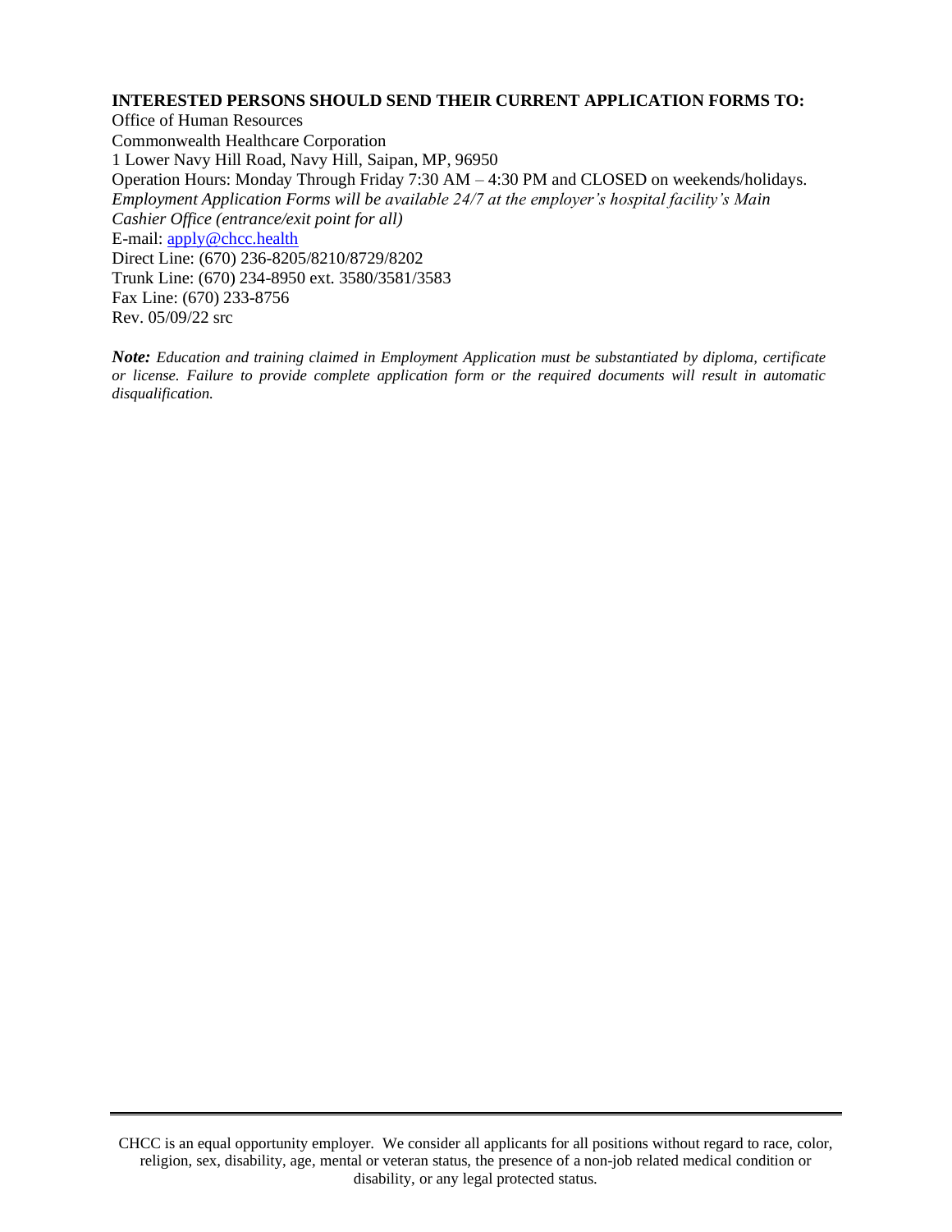**INTERESTED PERSONS SHOULD SEND THEIR CURRENT APPLICATION FORMS TO:**

Office of Human Resources
Commonwealth Healthcare Corporation
1 Lower Navy Hill Road, Navy Hill, Saipan, MP, 96950
Operation Hours: Monday Through Friday 7:30 AM – 4:30 PM and CLOSED on weekends/holidays.
*Employment Application Forms will be available 24/7 at the employer's hospital facility's Main Cashier Office (entrance/exit point for all)*
E-mail: apply@chcc.health
Direct Line: (670) 236-8205/8210/8729/8202
Trunk Line: (670) 234-8950 ext. 3580/3581/3583
Fax Line: (670) 233-8756
Rev. 05/09/22 src

***Note:*** *Education and training claimed in Employment Application must be substantiated by diploma, certificate or license. Failure to provide complete application form or the required documents will result in automatic disqualification.*

---

CHCC is an equal opportunity employer. We consider all applicants for all positions without regard to race, color, religion, sex, disability, age, mental or veteran status, the presence of a non-job related medical condition or disability, or any legal protected status.